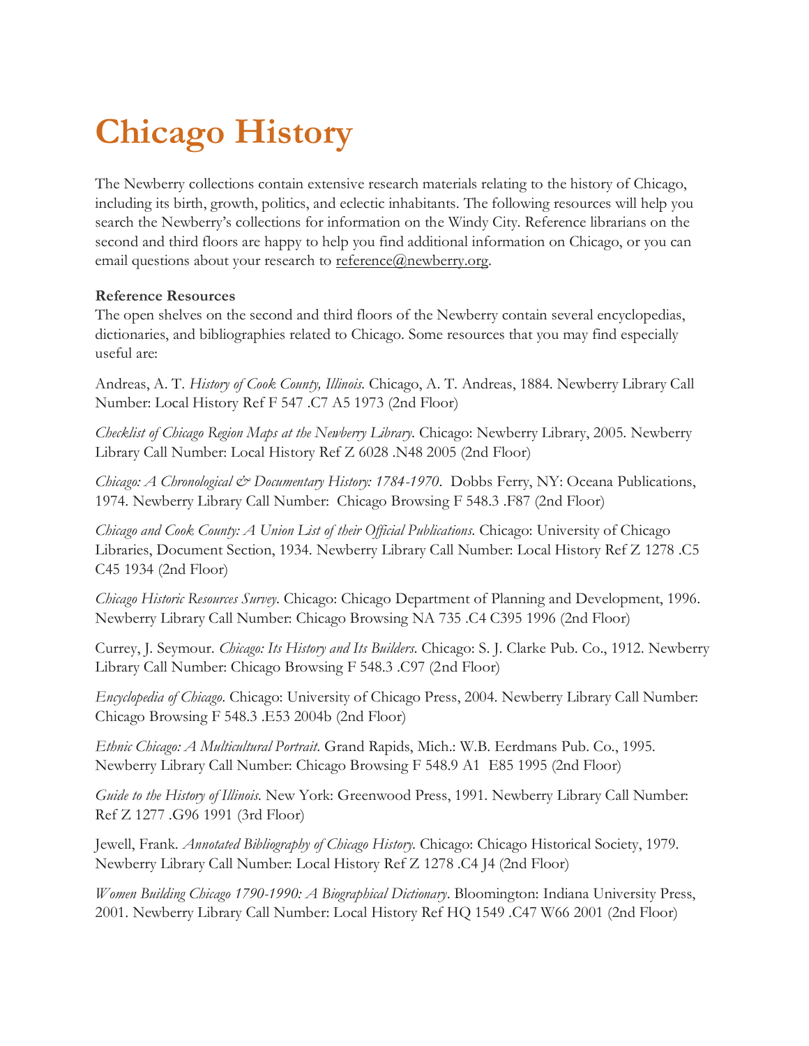# Chicago History

The Newberry collections contain extensive research materials relating to the history of Chicago, including its birth, growth, politics, and eclectic inhabitants. The following resources will help you search the Newberry's collections for information on the Windy City. Reference librarians on the second and third floors are happy to help you find additional information on Chicago, or you can email questions about your research to reference@newberry.org.

**Reference Resources**

The open shelves on the second and third floors of the Newberry contain several encyclopedias, dictionaries, and bibliographies related to Chicago. Some resources that you may find especially useful are:

Andreas, A. T. *History of Cook County, Illinois.* Chicago, A. T. Andreas, 1884. Newberry Library Call Number: Local History Ref F 547 .C7 A5 1973 (2nd Floor)

*Checklist of Chicago Region Maps at the Newberry Library.* Chicago: Newberry Library, 2005. Newberry Library Call Number: Local History Ref Z 6028 .N48 2005 (2nd Floor)

*Chicago: A Chronological & Documentary History: 1784-1970*. Dobbs Ferry, NY: Oceana Publications, 1974. Newberry Library Call Number: Chicago Browsing F 548.3 .F87 (2nd Floor)

*Chicago and Cook County: A Union List of their Official Publications.* Chicago: University of Chicago Libraries, Document Section, 1934. Newberry Library Call Number: Local History Ref Z 1278 .C5 C45 1934 (2nd Floor)

*Chicago Historic Resources Survey*. Chicago: Chicago Department of Planning and Development, 1996. Newberry Library Call Number: Chicago Browsing NA 735 .C4 C395 1996 (2nd Floor)

Currey, J. Seymour. *Chicago: Its History and Its Builders*. Chicago: S. J. Clarke Pub. Co., 1912. Newberry Library Call Number: Chicago Browsing F 548.3 .C97 (2nd Floor)

*Encyclopedia of Chicago*. Chicago: University of Chicago Press, 2004. Newberry Library Call Number: Chicago Browsing F 548.3 .E53 2004b (2nd Floor)

*Ethnic Chicago: A Multicultural Portrait*. Grand Rapids, Mich.: W.B. Eerdmans Pub. Co., 1995. Newberry Library Call Number: Chicago Browsing F 548.9 A1 E85 1995 (2nd Floor)

*Guide to the History of Illinois*. New York: Greenwood Press, 1991. Newberry Library Call Number: Ref Z 1277 .G96 1991 (3rd Floor)

Jewell, Frank. *Annotated Bibliography of Chicago History*. Chicago: Chicago Historical Society, 1979. Newberry Library Call Number: Local History Ref Z 1278 .C4 J4 (2nd Floor)

*Women Building Chicago 1790-1990: A Biographical Dictionary*. Bloomington: Indiana University Press, 2001. Newberry Library Call Number: Local History Ref HQ 1549 .C47 W66 2001 (2nd Floor)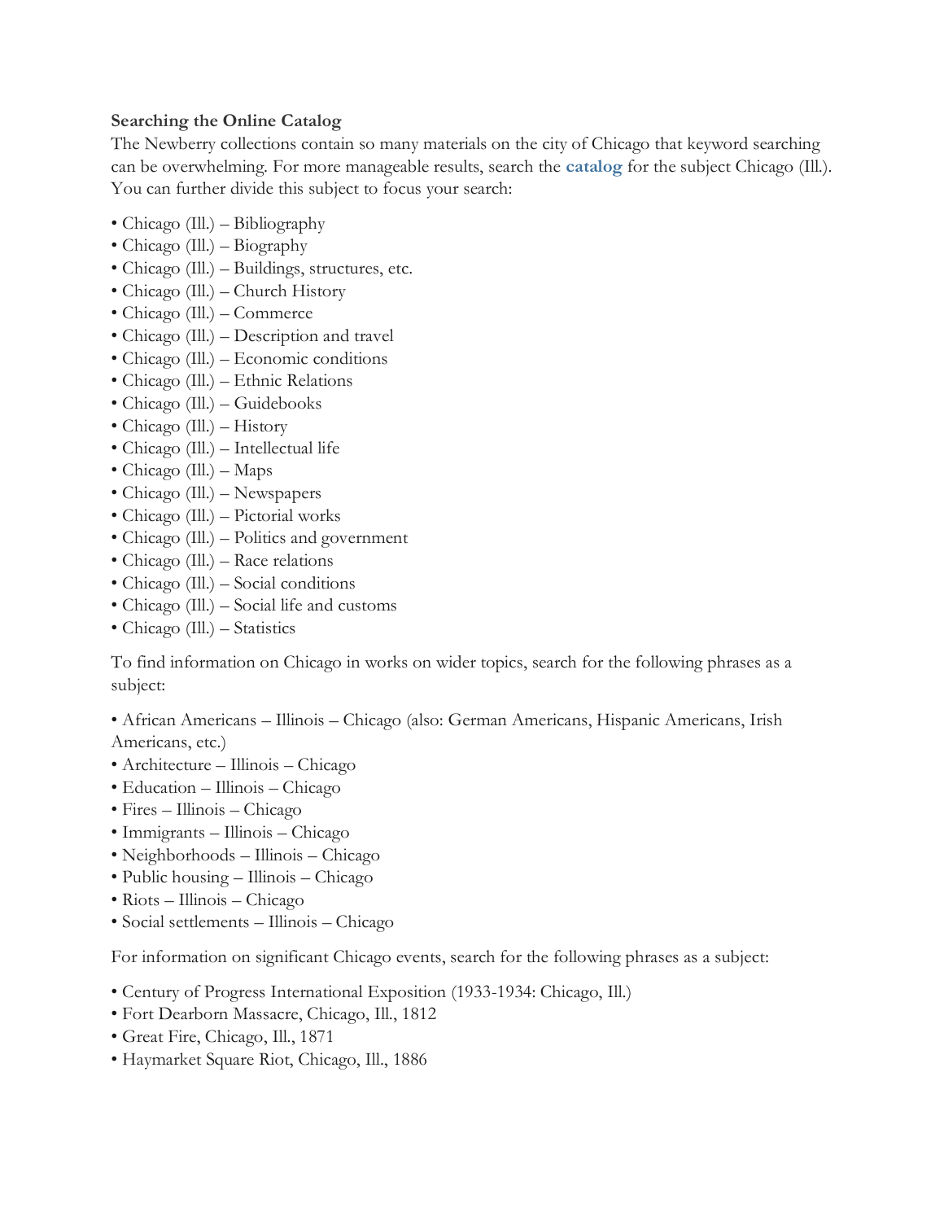**Searching the Online Catalog**

The Newberry collections contain so many materials on the city of Chicago that keyword searching can be overwhelming. For more manageable results, search the **catalog** for the subject Chicago (Ill.). You can further divide this subject to focus your search:

- Chicago (Ill.) – Bibliography
- Chicago (Ill.) – Biography
- Chicago (Ill.) – Buildings, structures, etc.
- Chicago (Ill.) – Church History
- Chicago (Ill.) – Commerce
- Chicago (Ill.) – Description and travel
- Chicago (Ill.) – Economic conditions
- Chicago (Ill.) – Ethnic Relations
- Chicago (Ill.) – Guidebooks
- Chicago (Ill.) – History
- Chicago (Ill.) – Intellectual life
- Chicago (Ill.) – Maps
- Chicago (Ill.) – Newspapers
- Chicago (Ill.) – Pictorial works
- Chicago (Ill.) – Politics and government
- Chicago (Ill.) – Race relations
- Chicago (Ill.) – Social conditions
- Chicago (Ill.) – Social life and customs
- Chicago (Ill.) – Statistics

To find information on Chicago in works on wider topics, search for the following phrases as a subject:

- African Americans – Illinois – Chicago (also: German Americans, Hispanic Americans, Irish Americans, etc.)
- Architecture – Illinois – Chicago
- Education – Illinois – Chicago
- Fires – Illinois – Chicago
- Immigrants – Illinois – Chicago
- Neighborhoods – Illinois – Chicago
- Public housing – Illinois – Chicago
- Riots – Illinois – Chicago
- Social settlements – Illinois – Chicago

For information on significant Chicago events, search for the following phrases as a subject:

- Century of Progress International Exposition (1933-1934: Chicago, Ill.)
- Fort Dearborn Massacre, Chicago, Ill., 1812
- Great Fire, Chicago, Ill., 1871
- Haymarket Square Riot, Chicago, Ill., 1886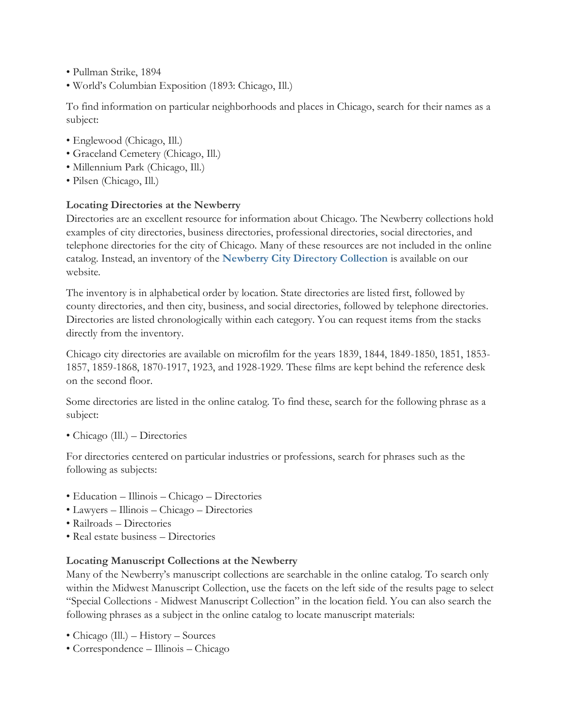- Pullman Strike, 1894
- World's Columbian Exposition (1893: Chicago, Ill.)

To find information on particular neighborhoods and places in Chicago, search for their names as a subject:

- Englewood (Chicago, Ill.)
- Graceland Cemetery (Chicago, Ill.)
- Millennium Park (Chicago, Ill.)
- Pilsen (Chicago, Ill.)

**Locating Directories at the Newberry**

Directories are an excellent resource for information about Chicago. The Newberry collections hold examples of city directories, business directories, professional directories, social directories, and telephone directories for the city of Chicago. Many of these resources are not included in the online catalog. Instead, an inventory of the **Newberry City Directory Collection** is available on our website.

The inventory is in alphabetical order by location. State directories are listed first, followed by county directories, and then city, business, and social directories, followed by telephone directories. Directories are listed chronologically within each category. You can request items from the stacks directly from the inventory.

Chicago city directories are available on microfilm for the years 1839, 1844, 1849-1850, 1851, 1853-1857, 1859-1868, 1870-1917, 1923, and 1928-1929. These films are kept behind the reference desk on the second floor.

Some directories are listed in the online catalog. To find these, search for the following phrase as a subject:

- Chicago (Ill.) – Directories

For directories centered on particular industries or professions, search for phrases such as the following as subjects:

- Education – Illinois – Chicago – Directories
- Lawyers – Illinois – Chicago – Directories
- Railroads – Directories
- Real estate business – Directories

**Locating Manuscript Collections at the Newberry**

Many of the Newberry's manuscript collections are searchable in the online catalog. To search only within the Midwest Manuscript Collection, use the facets on the left side of the results page to select "Special Collections - Midwest Manuscript Collection" in the location field. You can also search the following phrases as a subject in the online catalog to locate manuscript materials:

- Chicago (Ill.) – History – Sources
- Correspondence – Illinois – Chicago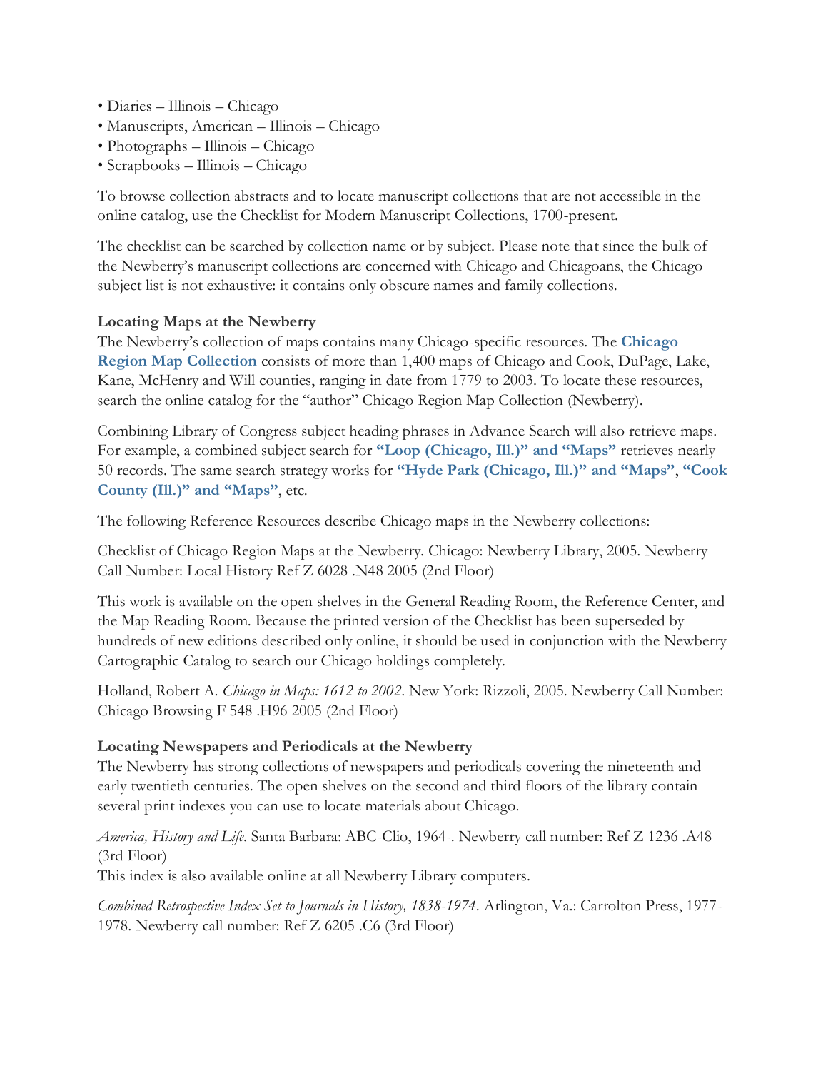- Diaries – Illinois – Chicago
- Manuscripts, American – Illinois – Chicago
- Photographs – Illinois – Chicago
- Scrapbooks – Illinois – Chicago

To browse collection abstracts and to locate manuscript collections that are not accessible in the online catalog, use the Checklist for Modern Manuscript Collections, 1700-present.

The checklist can be searched by collection name or by subject. Please note that since the bulk of the Newberry's manuscript collections are concerned with Chicago and Chicagoans, the Chicago subject list is not exhaustive: it contains only obscure names and family collections.

**Locating Maps at the Newberry**

The Newberry's collection of maps contains many Chicago-specific resources. The **Chicago Region Map Collection** consists of more than 1,400 maps of Chicago and Cook, DuPage, Lake, Kane, McHenry and Will counties, ranging in date from 1779 to 2003. To locate these resources, search the online catalog for the "author" Chicago Region Map Collection (Newberry).

Combining Library of Congress subject heading phrases in Advance Search will also retrieve maps. For example, a combined subject search for **"Loop (Chicago, Ill.)" and "Maps"** retrieves nearly 50 records. The same search strategy works for **"Hyde Park (Chicago, Ill.)" and "Maps"**, **"Cook County (Ill.)" and "Maps"**, etc.

The following Reference Resources describe Chicago maps in the Newberry collections:

Checklist of Chicago Region Maps at the Newberry. Chicago: Newberry Library, 2005. Newberry Call Number: Local History Ref Z 6028 .N48 2005 (2nd Floor)

This work is available on the open shelves in the General Reading Room, the Reference Center, and the Map Reading Room. Because the printed version of the Checklist has been superseded by hundreds of new editions described only online, it should be used in conjunction with the Newberry Cartographic Catalog to search our Chicago holdings completely.

Holland, Robert A. *Chicago in Maps: 1612 to 2002*. New York: Rizzoli, 2005. Newberry Call Number: Chicago Browsing F 548 .H96 2005 (2nd Floor)

**Locating Newspapers and Periodicals at the Newberry**

The Newberry has strong collections of newspapers and periodicals covering the nineteenth and early twentieth centuries. The open shelves on the second and third floors of the library contain several print indexes you can use to locate materials about Chicago.

*America, History and Life*. Santa Barbara: ABC-Clio, 1964-. Newberry call number: Ref Z 1236 .A48 (3rd Floor)
This index is also available online at all Newberry Library computers.

*Combined Retrospective Index Set to Journals in History, 1838-1974*. Arlington, Va.: Carrolton Press, 1977-1978. Newberry call number: Ref Z 6205 .C6 (3rd Floor)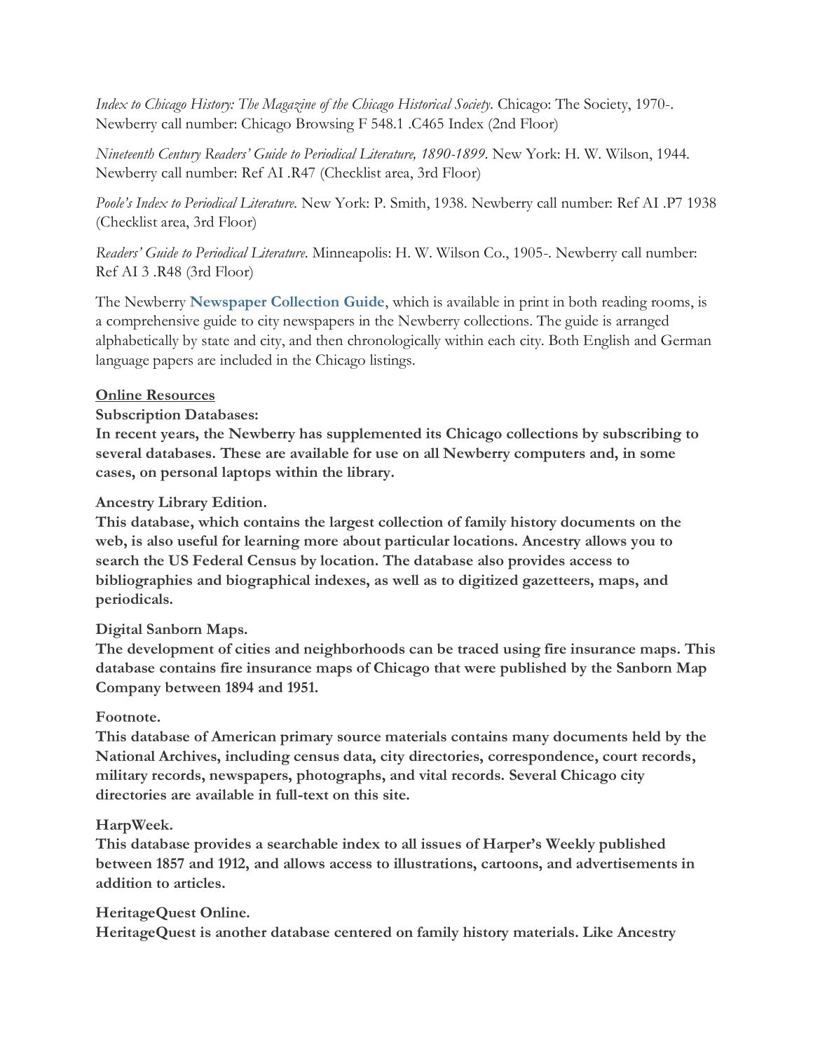*Index to Chicago History: The Magazine of the Chicago Historical Society*. Chicago: The Society, 1970-. Newberry call number: Chicago Browsing F 548.1 .C465 Index (2nd Floor)

*Nineteenth Century Readers' Guide to Periodical Literature, 1890-1899*. New York: H. W. Wilson, 1944. Newberry call number: Ref AI .R47 (Checklist area, 3rd Floor)

*Poole's Index to Periodical Literature*. New York: P. Smith, 1938. Newberry call number: Ref AI .P7 1938 (Checklist area, 3rd Floor)

*Readers' Guide to Periodical Literature*. Minneapolis: H. W. Wilson Co., 1905-. Newberry call number: Ref AI 3 .R48 (3rd Floor)

The Newberry **Newspaper Collection Guide**, which is available in print in both reading rooms, is a comprehensive guide to city newspapers in the Newberry collections. The guide is arranged alphabetically by state and city, and then chronologically within each city. Both English and German language papers are included in the Chicago listings.

**Online Resources**

**Subscription Databases:**

**In recent years, the Newberry has supplemented its Chicago collections by subscribing to several databases. These are available for use on all Newberry computers and, in some cases, on personal laptops within the library.**

**Ancestry Library Edition.**

**This database, which contains the largest collection of family history documents on the web, is also useful for learning more about particular locations. Ancestry allows you to search the US Federal Census by location. The database also provides access to bibliographies and biographical indexes, as well as to digitized gazetteers, maps, and periodicals.**

**Digital Sanborn Maps.**

**The development of cities and neighborhoods can be traced using fire insurance maps. This database contains fire insurance maps of Chicago that were published by the Sanborn Map Company between 1894 and 1951.**

**Footnote.**

**This database of American primary source materials contains many documents held by the National Archives, including census data, city directories, correspondence, court records, military records, newspapers, photographs, and vital records. Several Chicago city directories are available in full-text on this site.**

**HarpWeek.**

**This database provides a searchable index to all issues of Harper's Weekly published between 1857 and 1912, and allows access to illustrations, cartoons, and advertisements in addition to articles.**

**HeritageQuest Online.**

**HeritageQuest is another database centered on family history materials. Like Ancestry**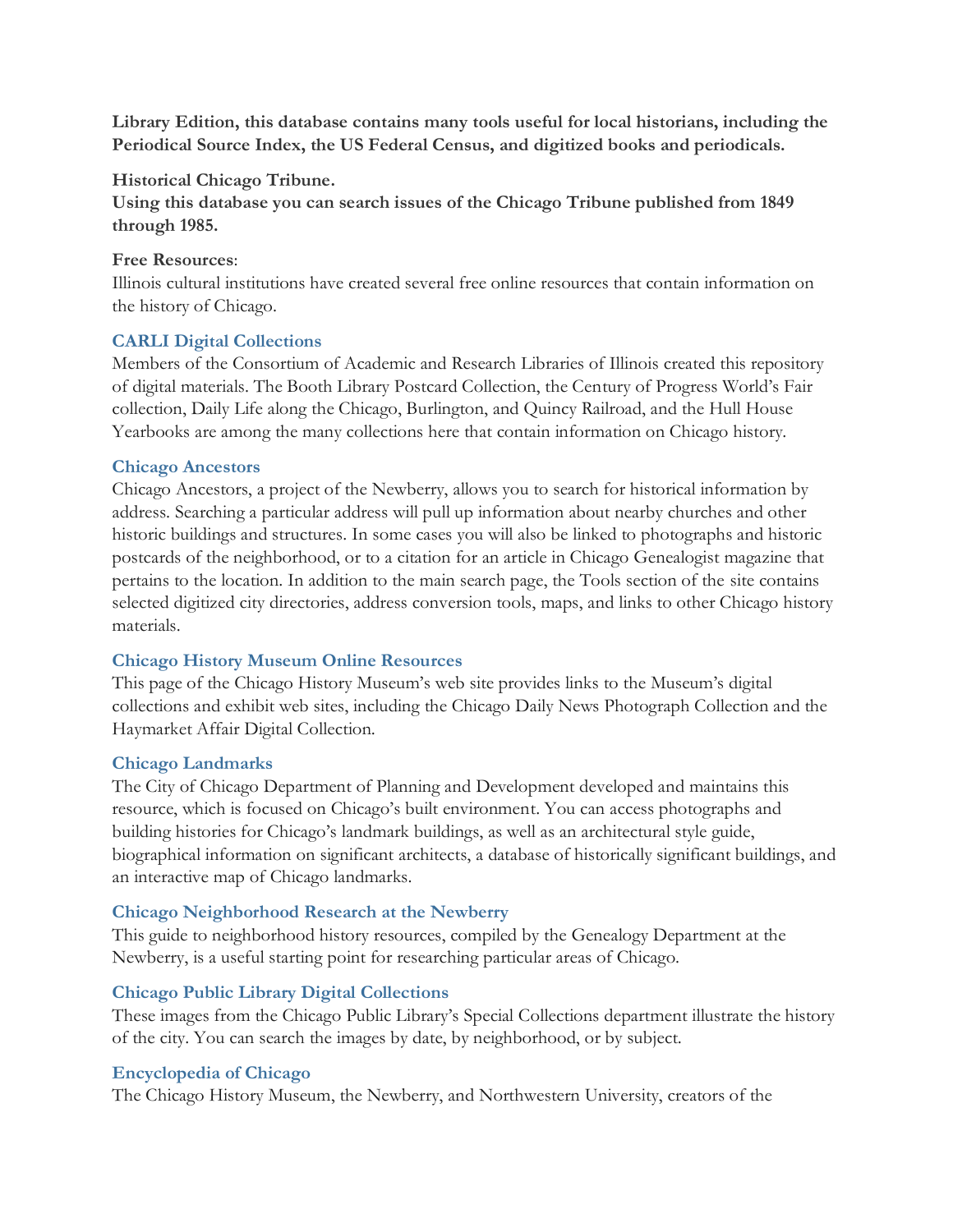**Library Edition, this database contains many tools useful for local historians, including the Periodical Source Index, the US Federal Census, and digitized books and periodicals.**

**Historical Chicago Tribune.**
**Using this database you can search issues of the Chicago Tribune published from 1849 through 1985.**

**Free Resources**:
Illinois cultural institutions have created several free online resources that contain information on the history of Chicago.

### CARLI Digital Collections

Members of the Consortium of Academic and Research Libraries of Illinois created this repository of digital materials. The Booth Library Postcard Collection, the Century of Progress World's Fair collection, Daily Life along the Chicago, Burlington, and Quincy Railroad, and the Hull House Yearbooks are among the many collections here that contain information on Chicago history.

### Chicago Ancestors

Chicago Ancestors, a project of the Newberry, allows you to search for historical information by address. Searching a particular address will pull up information about nearby churches and other historic buildings and structures. In some cases you will also be linked to photographs and historic postcards of the neighborhood, or to a citation for an article in Chicago Genealogist magazine that pertains to the location. In addition to the main search page, the Tools section of the site contains selected digitized city directories, address conversion tools, maps, and links to other Chicago history materials.

### Chicago History Museum Online Resources

This page of the Chicago History Museum's web site provides links to the Museum's digital collections and exhibit web sites, including the Chicago Daily News Photograph Collection and the Haymarket Affair Digital Collection.

### Chicago Landmarks

The City of Chicago Department of Planning and Development developed and maintains this resource, which is focused on Chicago's built environment. You can access photographs and building histories for Chicago's landmark buildings, as well as an architectural style guide, biographical information on significant architects, a database of historically significant buildings, and an interactive map of Chicago landmarks.

### Chicago Neighborhood Research at the Newberry

This guide to neighborhood history resources, compiled by the Genealogy Department at the Newberry, is a useful starting point for researching particular areas of Chicago.

### Chicago Public Library Digital Collections

These images from the Chicago Public Library's Special Collections department illustrate the history of the city. You can search the images by date, by neighborhood, or by subject.

### Encyclopedia of Chicago

The Chicago History Museum, the Newberry, and Northwestern University, creators of the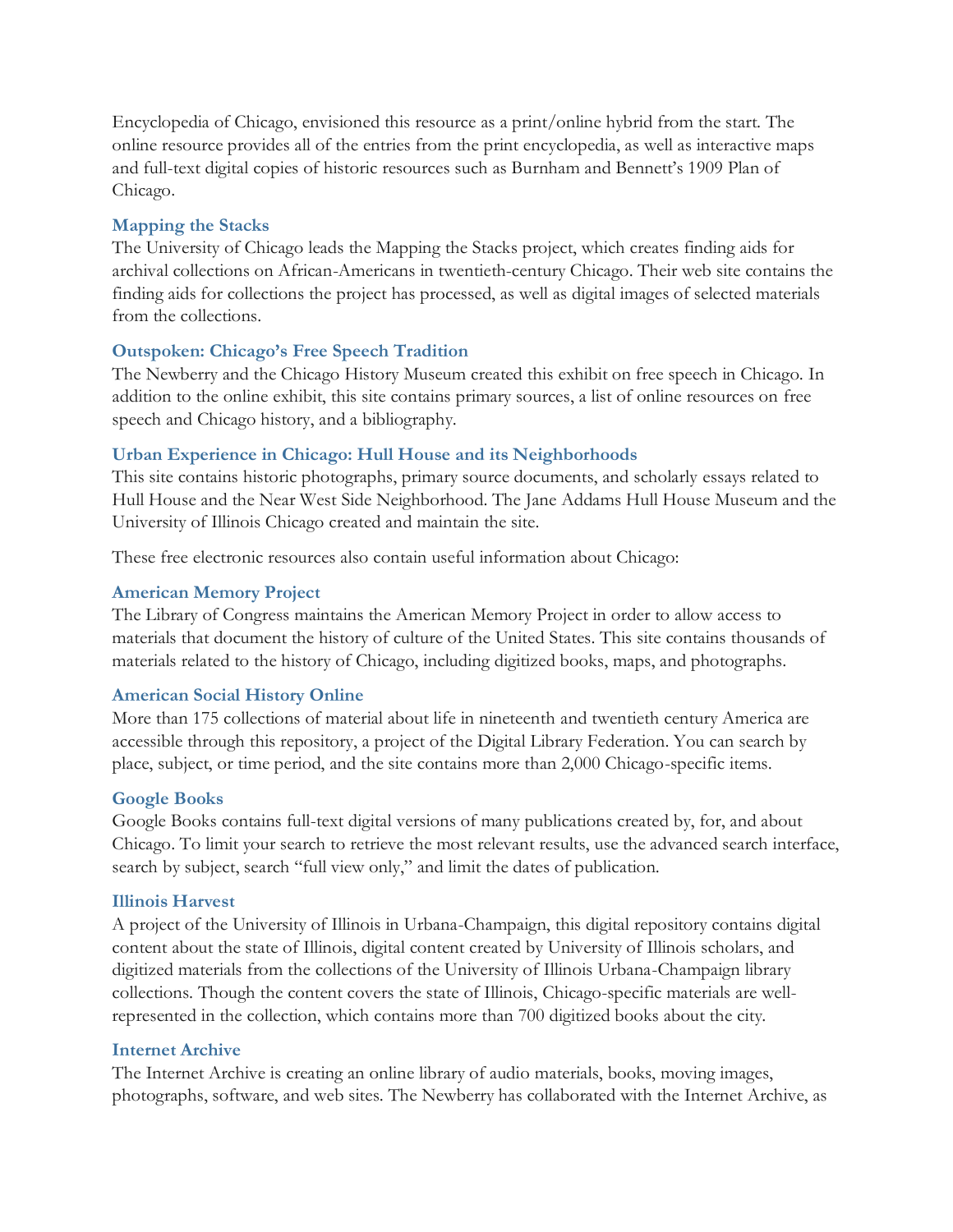Encyclopedia of Chicago, envisioned this resource as a print/online hybrid from the start. The online resource provides all of the entries from the print encyclopedia, as well as interactive maps and full-text digital copies of historic resources such as Burnham and Bennett's 1909 Plan of Chicago.

### Mapping the Stacks

The University of Chicago leads the Mapping the Stacks project, which creates finding aids for archival collections on African-Americans in twentieth-century Chicago. Their web site contains the finding aids for collections the project has processed, as well as digital images of selected materials from the collections.

### Outspoken: Chicago's Free Speech Tradition

The Newberry and the Chicago History Museum created this exhibit on free speech in Chicago. In addition to the online exhibit, this site contains primary sources, a list of online resources on free speech and Chicago history, and a bibliography.

### Urban Experience in Chicago: Hull House and its Neighborhoods

This site contains historic photographs, primary source documents, and scholarly essays related to Hull House and the Near West Side Neighborhood. The Jane Addams Hull House Museum and the University of Illinois Chicago created and maintain the site.

These free electronic resources also contain useful information about Chicago:

### American Memory Project

The Library of Congress maintains the American Memory Project in order to allow access to materials that document the history of culture of the United States. This site contains thousands of materials related to the history of Chicago, including digitized books, maps, and photographs.

### American Social History Online

More than 175 collections of material about life in nineteenth and twentieth century America are accessible through this repository, a project of the Digital Library Federation. You can search by place, subject, or time period, and the site contains more than 2,000 Chicago-specific items.

### Google Books

Google Books contains full-text digital versions of many publications created by, for, and about Chicago. To limit your search to retrieve the most relevant results, use the advanced search interface, search by subject, search "full view only," and limit the dates of publication.

### Illinois Harvest

A project of the University of Illinois in Urbana-Champaign, this digital repository contains digital content about the state of Illinois, digital content created by University of Illinois scholars, and digitized materials from the collections of the University of Illinois Urbana-Champaign library collections. Though the content covers the state of Illinois, Chicago-specific materials are well-represented in the collection, which contains more than 700 digitized books about the city.

### Internet Archive

The Internet Archive is creating an online library of audio materials, books, moving images, photographs, software, and web sites. The Newberry has collaborated with the Internet Archive, as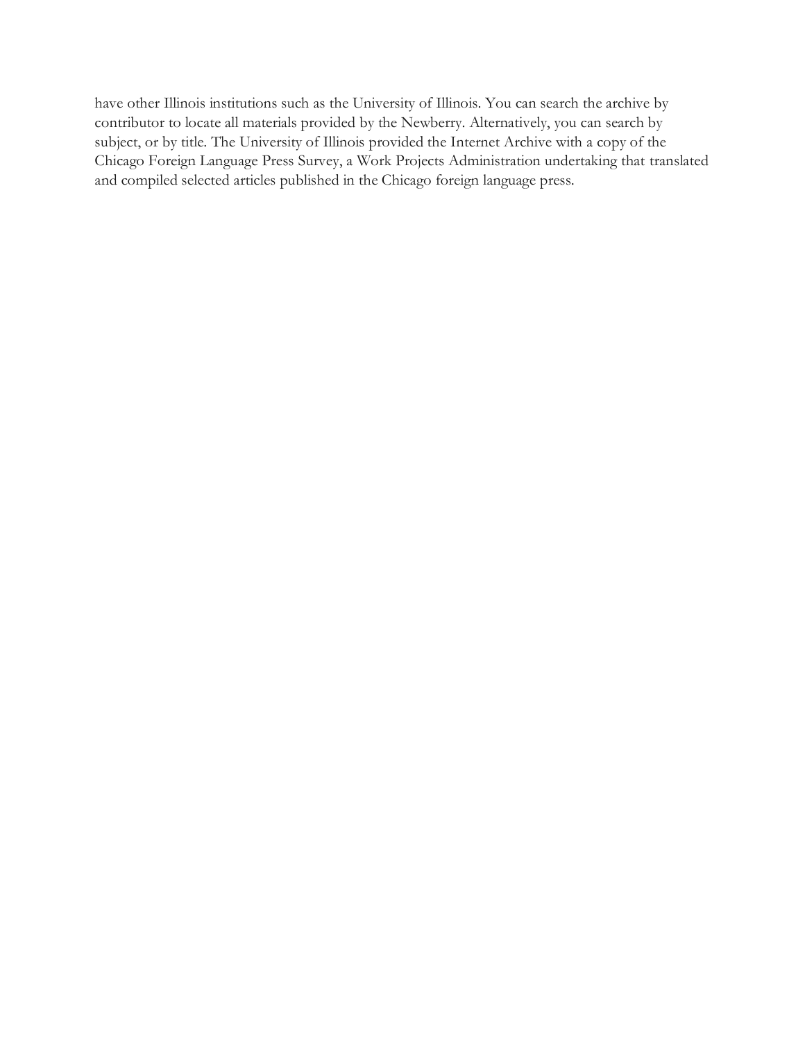have other Illinois institutions such as the University of Illinois. You can search the archive by contributor to locate all materials provided by the Newberry. Alternatively, you can search by subject, or by title. The University of Illinois provided the Internet Archive with a copy of the Chicago Foreign Language Press Survey, a Work Projects Administration undertaking that translated and compiled selected articles published in the Chicago foreign language press.